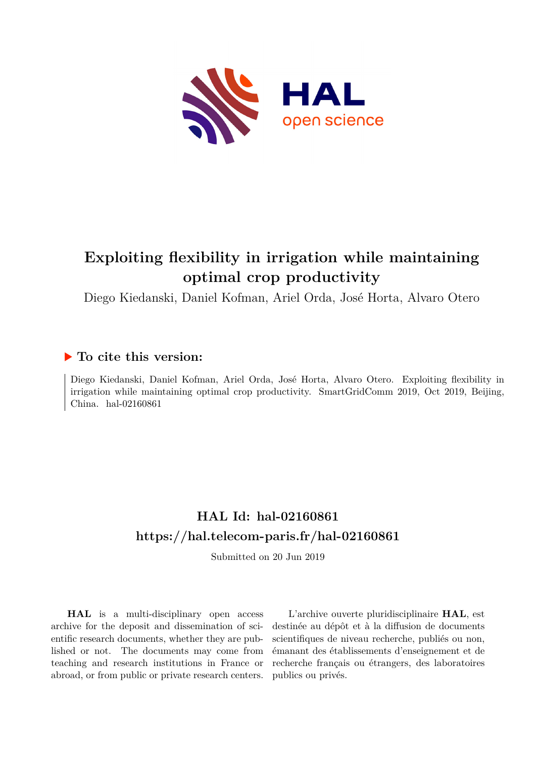# Exploiting flexibility in irrigation while maintaining optimal crop productivity

Diego Kiedanski, Daniel Kofman, Ariel Orda, José Horta, Alvaro Otero

## ▶ To cite this version:

Diego Kiedanski, Daniel Kofman, Ariel Orda, José Horta, Alvaro Otero. Exploiting flexibility in irrigation while maintaining optimal crop productivity. SmartGridComm 2019, Oct 2019, Beijing, China. hal-02160861

## HAL Id: hal-02160861

## https://hal.telecom-paris.fr/hal-02160861

Submitted on 20 Jun 2019

**HAL** is a multi-disciplinary open access archive for the deposit and dissemination of scientific research documents, whether they are published or not. The documents may come from teaching and research institutions in France or abroad, or from public or private research centers.

L'archive ouverte pluridisciplinaire **HAL**, est destinée au dépôt et à la diffusion de documents scientifiques de niveau recherche, publiés ou non, émanant des établissements d'enseignement et de recherche français ou étrangers, des laboratoires publics ou privés.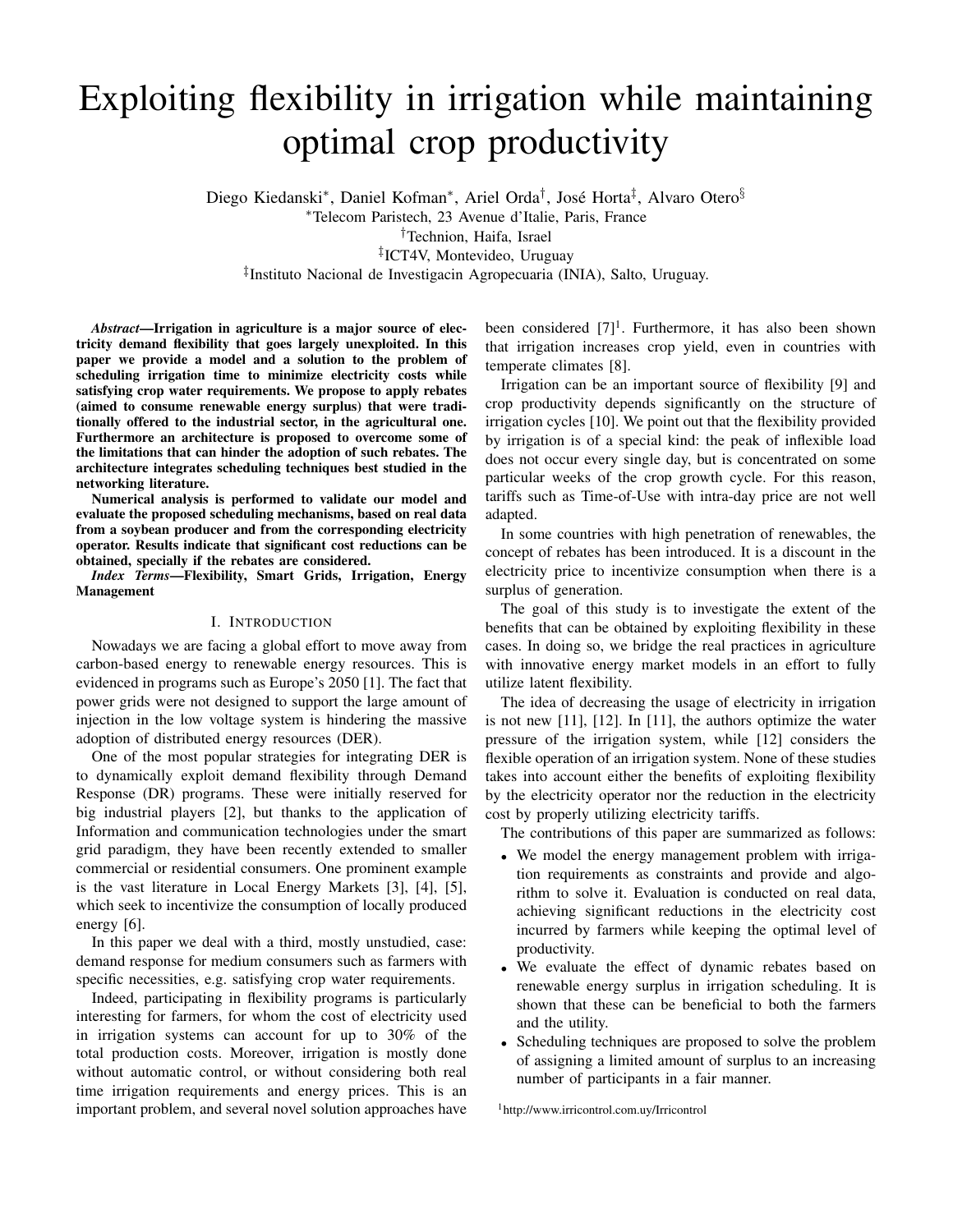# Exploiting flexibility in irrigation while maintaining optimal crop productivity

Diego Kiedanski[*], Daniel Kofman[*], Ariel Orda[†], José Horta[‡], Alvaro Otero[§]

[*]Telecom Paristech, 23 Avenue d'Italie, Paris, France
[†]Technion, Haifa, Israel
[‡]ICT4V, Montevideo, Uruguay
[‡]Instituto Nacional de Investigacin Agropecuaria (INIA), Salto, Uruguay.

***Abstract*—Irrigation in agriculture is a major source of electricity demand flexibility that goes largely unexploited. In this paper we provide a model and a solution to the problem of scheduling irrigation time to minimize electricity costs while satisfying crop water requirements. We propose to apply rebates (aimed to consume renewable energy surplus) that were traditionally offered to the industrial sector, in the agricultural one. Furthermore an architecture is proposed to overcome some of the limitations that can hinder the adoption of such rebates. The architecture integrates scheduling techniques best studied in the networking literature.**

**Numerical analysis is performed to validate our model and evaluate the proposed scheduling mechanisms, based on real data from a soybean producer and from the corresponding electricity operator. Results indicate that significant cost reductions can be obtained, specially if the rebates are considered.**

***Index Terms*—Flexibility, Smart Grids, Irrigation, Energy Management**

## I. Introduction

Nowadays we are facing a global effort to move away from carbon-based energy to renewable energy resources. This is evidenced in programs such as Europe's 2050 [1]. The fact that power grids were not designed to support the large amount of injection in the low voltage system is hindering the massive adoption of distributed energy resources (DER).

One of the most popular strategies for integrating DER is to dynamically exploit demand flexibility through Demand Response (DR) programs. These were initially reserved for big industrial players [2], but thanks to the application of Information and communication technologies under the smart grid paradigm, they have been recently extended to smaller commercial or residential consumers. One prominent example is the vast literature in Local Energy Markets [3], [4], [5], which seek to incentivize the consumption of locally produced energy [6].

In this paper we deal with a third, mostly unstudied, case: demand response for medium consumers such as farmers with specific necessities, e.g. satisfying crop water requirements.

Indeed, participating in flexibility programs is particularly interesting for farmers, for whom the cost of electricity used in irrigation systems can account for up to 30% of the total production costs. Moreover, irrigation is mostly done without automatic control, or without considering both real time irrigation requirements and energy prices. This is an important problem, and several novel solution approaches have been considered [7][1]. Furthermore, it has also been shown that irrigation increases crop yield, even in countries with temperate climates [8].

Irrigation can be an important source of flexibility [9] and crop productivity depends significantly on the structure of irrigation cycles [10]. We point out that the flexibility provided by irrigation is of a special kind: the peak of inflexible load does not occur every single day, but is concentrated on some particular weeks of the crop growth cycle. For this reason, tariffs such as Time-of-Use with intra-day price are not well adapted.

In some countries with high penetration of renewables, the concept of rebates has been introduced. It is a discount in the electricity price to incentivize consumption when there is a surplus of generation.

The goal of this study is to investigate the extent of the benefits that can be obtained by exploiting flexibility in these cases. In doing so, we bridge the real practices in agriculture with innovative energy market models in an effort to fully utilize latent flexibility.

The idea of decreasing the usage of electricity in irrigation is not new [11], [12]. In [11], the authors optimize the water pressure of the irrigation system, while [12] considers the flexible operation of an irrigation system. None of these studies takes into account either the benefits of exploiting flexibility by the electricity operator nor the reduction in the electricity cost by properly utilizing electricity tariffs.

The contributions of this paper are summarized as follows:

- We model the energy management problem with irrigation requirements as constraints and provide and algorithm to solve it. Evaluation is conducted on real data, achieving significant reductions in the electricity cost incurred by farmers while keeping the optimal level of productivity.
- We evaluate the effect of dynamic rebates based on renewable energy surplus in irrigation scheduling. It is shown that these can be beneficial to both the farmers and the utility.
- Scheduling techniques are proposed to solve the problem of assigning a limited amount of surplus to an increasing number of participants in a fair manner.

[1]http://www.irricontrol.com.uy/Irricontrol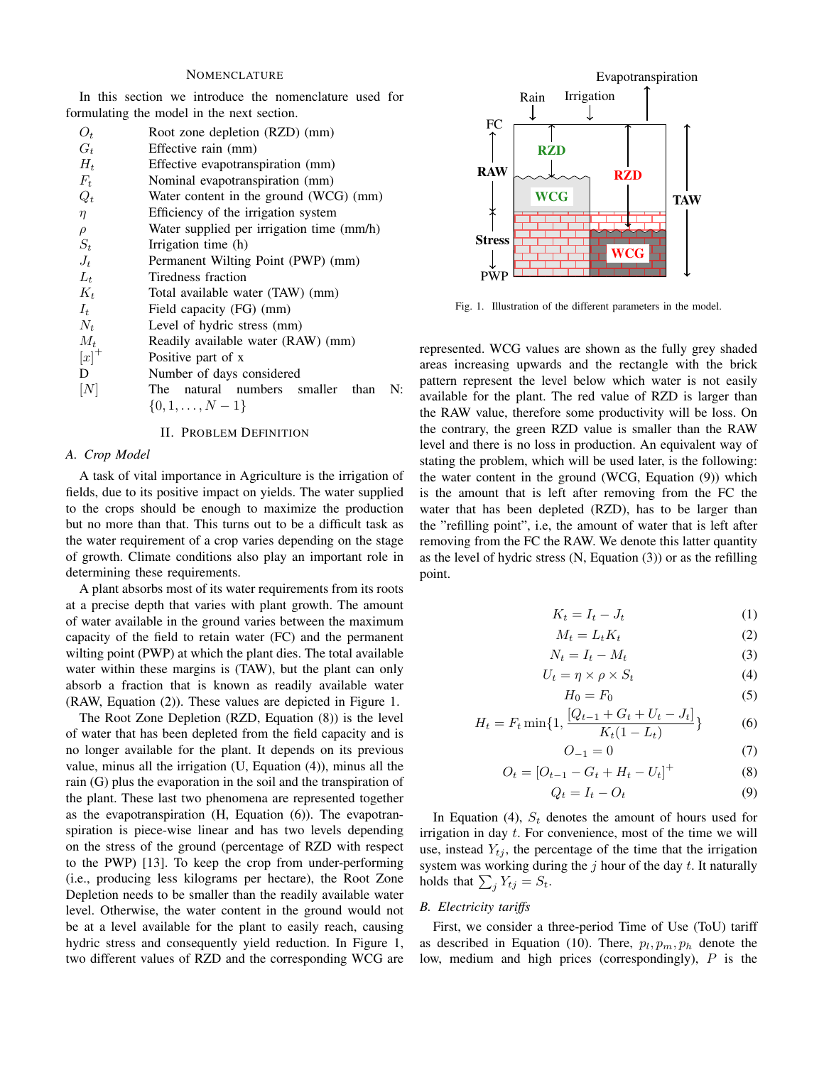## NOMENCLATURE

In this section we introduce the nomenclature used for formulating the model in the next section.

| | |
|---|---|
| $O_t$ | Root zone depletion (RZD) (mm) |
| $G_t$ | Effective rain (mm) |
| $H_t$ | Effective evapotranspiration (mm) |
| $F_t$ | Nominal evapotranspiration (mm) |
| $Q_t$ | Water content in the ground (WCG) (mm) |
| $\eta$ | Efficiency of the irrigation system |
| $\rho$ | Water supplied per irrigation time (mm/h) |
| $S_t$ | Irrigation time (h) |
| $J_t$ | Permanent Wilting Point (PWP) (mm) |
| $L_t$ | Tiredness fraction |
| $K_t$ | Total available water (TAW) (mm) |
| $I_t$ | Field capacity (FG) (mm) |
| $N_t$ | Level of hydric stress (mm) |
| $M_t$ | Readily available water (RAW) (mm) |
| $[x]^+$ | Positive part of x |
| D | Number of days considered |
| $[N]$ | The natural numbers smaller than N: $\{0, 1, \ldots, N-1\}$ |

## II. PROBLEM DEFINITION

### A. Crop Model

A task of vital importance in Agriculture is the irrigation of fields, due to its positive impact on yields. The water supplied to the crops should be enough to maximize the production but no more than that. This turns out to be a difficult task as the water requirement of a crop varies depending on the stage of growth. Climate conditions also play an important role in determining these requirements.

A plant absorbs most of its water requirements from its roots at a precise depth that varies with plant growth. The amount of water available in the ground varies between the maximum capacity of the field to retain water (FC) and the permanent wilting point (PWP) at which the plant dies. The total available water within these margins is (TAW), but the plant can only absorb a fraction that is known as readily available water (RAW, Equation (2)). These values are depicted in Figure 1.

The Root Zone Depletion (RZD, Equation (8)) is the level of water that has been depleted from the field capacity and is no longer available for the plant. It depends on its previous value, minus all the irrigation (U, Equation (4)), minus all the rain (G) plus the evaporation in the soil and the transpiration of the plant. These last two phenomena are represented together as the evapotranspiration (H, Equation (6)). The evapotranspiration is piece-wise linear and has two levels depending on the stress of the ground (percentage of RZD with respect to the PWP) [13]. To keep the crop from under-performing (i.e., producing less kilograms per hectare), the Root Zone Depletion needs to be smaller than the readily available water level. Otherwise, the water content in the ground would not be at a level available for the plant to easily reach, causing hydric stress and consequently yield reduction. In Figure 1, two different values of RZD and the corresponding WCG are represented. WCG values are shown as the fully grey shaded areas increasing upwards and the rectangle with the brick pattern represent the level below which water is not easily available for the plant. The red value of RZD is larger than the RAW value, therefore some productivity will be loss. On the contrary, the green RZD value is smaller than the RAW level and there is no loss in production. An equivalent way of stating the problem, which will be used later, is the following: the water content in the ground (WCG, Equation (9)) which is the amount that is left after removing from the FC the water that has been depleted (RZD), has to be larger than the "refilling point", i.e, the amount of water that is left after removing from the FC the RAW. We denote this latter quantity as the level of hydric stress (N, Equation (3)) or as the refilling point.

Fig. 1. Illustration of the different parameters in the model.

$$K_t = I_t - J_t \tag{1}$$

$$M_t = L_t K_t \tag{2}$$

$$N_t = I_t - M_t \tag{3}$$

$$U_t = \eta \times \rho \times S_t \tag{4}$$

$$H_0 = F_0 \tag{5}$$

$$H_t = F_t \min\{1, \frac{[Q_{t-1} + G_t + U_t - J_t]}{K_t(1 - L_t)}\} \tag{6}$$

$$O_{-1} = 0 \tag{7}$$

$$O_t = [O_{t-1} - G_t + H_t - U_t]^+ \tag{8}$$

$$Q_t = I_t - O_t \tag{9}$$

In Equation (4), $S_t$ denotes the amount of hours used for irrigation in day $t$. For convenience, most of the time we will use, instead $Y_{tj}$ the percentage of the time that the irrigation system was working during the $j$ hour of the day $t$. It naturally holds that $\sum_j Y_{tj} = S_t$.

### B. Electricity tariffs

First, we consider a three-period Time of Use (ToU) tariff as described in Equation (10). There, $p_l, p_m, p_h$ denote the low, medium and high prices (correspondingly), $P$ is the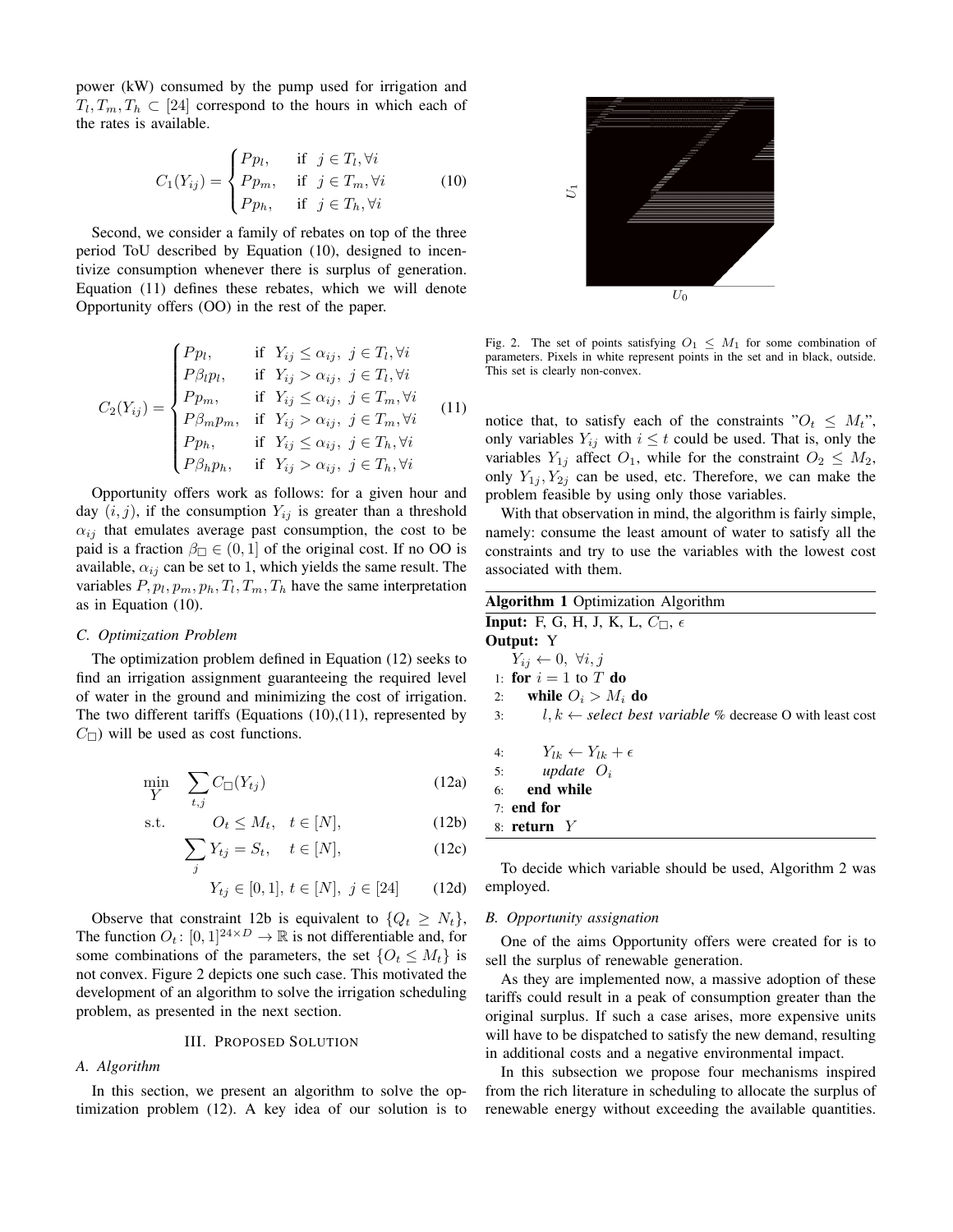power (kW) consumed by the pump used for irrigation and $T_l, T_m, T_h \subset [24]$ correspond to the hours in which each of the rates is available.

$$C_1(Y_{ij}) = \begin{cases} Pp_l, & \text{if } j \in T_l, \forall i \\ Pp_m, & \text{if } j \in T_m, \forall i \\ Pp_h, & \text{if } j \in T_h, \forall i \end{cases} \tag{10}$$

Second, we consider a family of rebates on top of the three period ToU described by Equation (10), designed to incentivize consumption whenever there is surplus of generation. Equation (11) defines these rebates, which we will denote Opportunity offers (OO) in the rest of the paper.

$$C_2(Y_{ij}) = \begin{cases} Pp_l, & \text{if } Y_{ij} \leq \alpha_{ij},\ j \in T_l, \forall i \\ P\beta_l p_l, & \text{if } Y_{ij} > \alpha_{ij},\ j \in T_l, \forall i \\ Pp_m, & \text{if } Y_{ij} \leq \alpha_{ij},\ j \in T_m, \forall i \\ P\beta_m p_m, & \text{if } Y_{ij} > \alpha_{ij},\ j \in T_m, \forall i \\ Pp_h, & \text{if } Y_{ij} \leq \alpha_{ij},\ j \in T_h, \forall i \\ P\beta_h p_h, & \text{if } Y_{ij} > \alpha_{ij},\ j \in T_h, \forall i \end{cases} \tag{11}$$

Opportunity offers work as follows: for a given hour and day $(i, j)$, if the consumption $Y_{ij}$ is greater than a threshold $\alpha_{ij}$ that emulates average past consumption, the cost to be paid is a fraction $\beta_\square \in (0, 1]$ of the original cost. If no OO is available, $\alpha_{ij}$ can be set to 1, which yields the same result. The variables $P, p_l, p_m, p_h, T_l, T_m, T_h$ have the same interpretation as in Equation (10).

### C. Optimization Problem

The optimization problem defined in Equation (12) seeks to find an irrigation assignment guaranteeing the required level of water in the ground and minimizing the cost of irrigation. The two different tariffs (Equations (10),(11), represented by $C_\square$) will be used as cost functions.

$$\min_{Y} \quad \sum_{t,j} C_\square(Y_{tj}) \tag{12a}$$

$$\text{s.t.} \qquad O_t \leq M_t, \quad t \in [N], \tag{12b}$$

$$\sum_j Y_{tj} = S_t, \quad t \in [N], \tag{12c}$$

$$Y_{tj} \in [0, 1],\ t \in [N],\ j \in [24] \tag{12d}$$

Observe that constraint 12b is equivalent to $\{Q_t \geq N_t\}$, The function $O_t \colon [0, 1]^{24 \times D} \to \mathbb{R}$ is not differentiable and, for some combinations of the parameters, the set $\{O_t \leq M_t\}$ is not convex. Figure 2 depicts one such case. This motivated the development of an algorithm to solve the irrigation scheduling problem, as presented in the next section.

Fig. 2. The set of points satisfying $O_1 \leq M_1$ for some combination of parameters. Pixels in white represent points in the set and in black, outside. This set is clearly non-convex.

## III. Proposed Solution

### A. Algorithm

In this section, we present an algorithm to solve the optimization problem (12). A key idea of our solution is to notice that, to satisfy each of the constraints "$O_t \leq M_t$", only variables $Y_{ij}$ with $i \leq t$ could be used. That is, only the variables $Y_{1j}$ affect $O_1$, while for the constraint $O_2 \leq M_2$, only $Y_{1j}, Y_{2j}$ can be used, etc. Therefore, we can make the problem feasible by using only those variables.

With that observation in mind, the algorithm is fairly simple, namely: consume the least amount of water to satisfy all the constraints and try to use the variables with the lowest cost associated with them.

**Algorithm 1** Optimization Algorithm

```
Input: F, G, H, J, K, L, C_□, ε
Output: Y
    Y_ij ← 0, ∀i,j
 1: for i = 1 to T do
 2:     while O_i > M_i do
 3:         l,k ← select best variable % decrease O with least cost
 4:         Y_lk ← Y_lk + ε
 5:         update O_i
 6:     end while
 7: end for
 8: return Y
```

To decide which variable should be used, Algorithm 2 was employed.

### B. Opportunity assignation

One of the aims Opportunity offers were created for is to sell the surplus of renewable generation.

As they are implemented now, a massive adoption of these tariffs could result in a peak of consumption greater than the original surplus. If such a case arises, more expensive units will have to be dispatched to satisfy the new demand, resulting in additional costs and a negative environmental impact.

In this subsection we propose four mechanisms inspired from the rich literature in scheduling to allocate the surplus of renewable energy without exceeding the available quantities.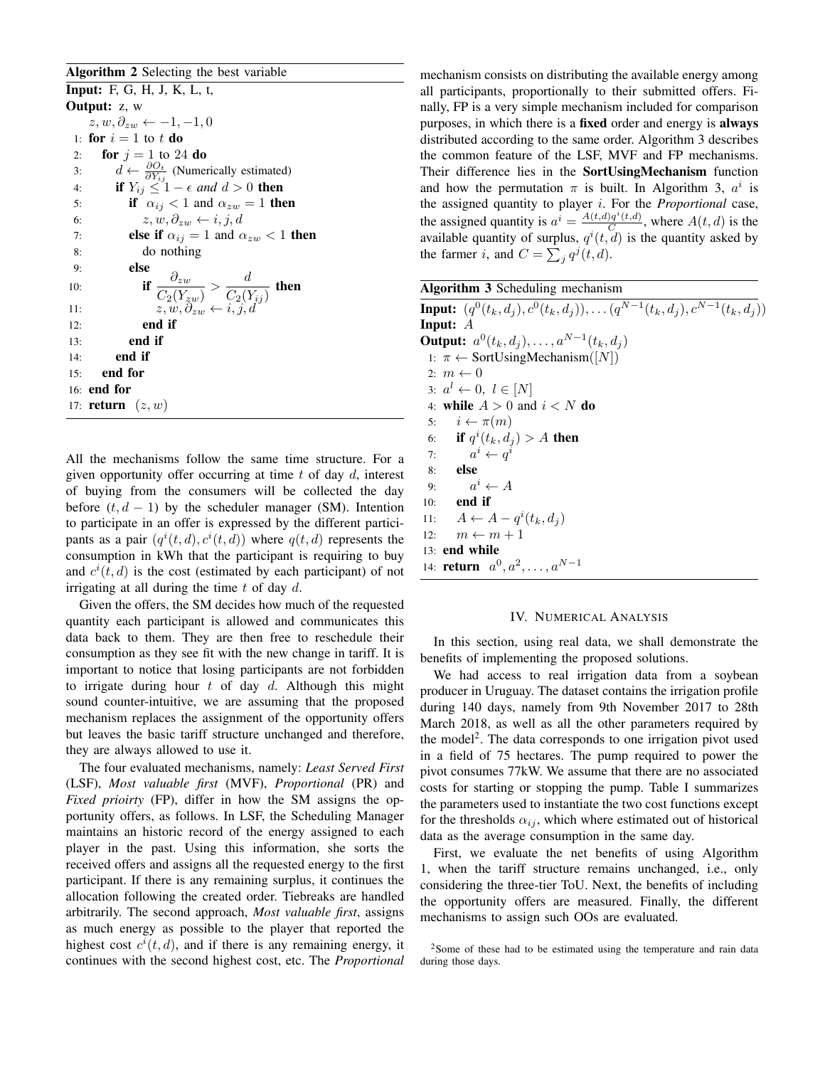**Algorithm 2** Selecting the best variable

```
Input: F, G, H, J, K, L, t,
Output: z, w
    z, w, ∂_zw ← −1, −1, 0
 1: for i = 1 to t do
 2:   for j = 1 to 24 do
 3:     d ← ∂O_t/∂Y_ij (Numerically estimated)
 4:     if Y_ij ≤ 1 − ϵ and d > 0 then
 5:       if α_ij < 1 and α_zw = 1 then
 6:         z, w, ∂_zw ← i, j, d
 7:       else if α_ij = 1 and α_zw < 1 then
 8:         do nothing
 9:       else
10:         if ∂_zw / C_2(Y_zw) > d / C_2(Y_ij) then
11:           z, w, ∂_zw ← i, j, d
12:         end if
13:       end if
14:     end if
15:   end for
16: end for
17: return (z, w)
```

All the mechanisms follow the same time structure. For a given opportunity offer occurring at time $t$ of day $d$, interest of buying from the consumers will be collected the day before $(t, d-1)$ by the scheduler manager (SM). Intention to participate in an offer is expressed by the different participants as a pair $(q^i(t,d), c^i(t,d))$ where $q(t,d)$ represents the consumption in kWh that the participant is requiring to buy and $c^i(t,d)$ is the cost (estimated by each participant) of not irrigating at all during the time $t$ of day $d$.

Given the offers, the SM decides how much of the requested quantity each participant is allowed and communicates this data back to them. They are then free to reschedule their consumption as they see fit with the new change in tariff. It is important to notice that losing participants are not forbidden to irrigate during hour $t$ of day $d$. Although this might sound counter-intuitive, we are assuming that the proposed mechanism replaces the assignment of the opportunity offers but leaves the basic tariff structure unchanged and therefore, they are always allowed to use it.

The four evaluated mechanisms, namely: *Least Served First* (LSF), *Most valuable first* (MVF), *Proportional* (PR) and *Fixed prioirty* (FP), differ in how the SM assigns the opportunity offers, as follows. In LSF, the Scheduling Manager maintains an historic record of the energy assigned to each player in the past. Using this information, she sorts the received offers and assigns all the requested energy to the first participant. If there is any remaining surplus, it continues the allocation following the created order. Tiebreaks are handled arbitrarily. The second approach, *Most valuable first*, assigns as much energy as possible to the player that reported the highest cost $c^i(t,d)$, and if there is any remaining energy, it continues with the second highest cost, etc. The *Proportional* mechanism consists on distributing the available energy among all participants, proportionally to their submitted offers. Finally, FP is a very simple mechanism included for comparison purposes, in which there is a **fixed** order and energy is **always** distributed according to the same order. Algorithm 3 describes the common feature of the LSF, MVF and FP mechanisms. Their difference lies in the **SortUsingMechanism** function and how the permutation $\pi$ is built. In Algorithm 3, $a^i$ is the assigned quantity to player $i$. For the *Proportional* case, the assigned quantity is $a^i = \frac{A(t,d)q^i(t,d)}{C}$, where $A(t,d)$ is the available quantity of surplus, $q^i(t,d)$ is the quantity asked by the farmer $i$, and $C = \sum_j q^j(t,d)$.

**Algorithm 3** Scheduling mechanism

```
Input: (q^0(t_k, d_j), c^0(t_k, d_j)), ... (q^{N−1}(t_k, d_j), c^{N−1}(t_k, d_j))
Input: A
Output: a^0(t_k, d_j), ..., a^{N−1}(t_k, d_j)
 1: π ← SortUsingMechanism([N])
 2: m ← 0
 3: a^l ← 0, l ∈ [N]
 4: while A > 0 and i < N do
 5:   i ← π(m)
 6:   if q^i(t_k, d_j) > A then
 7:     a^i ← q^i
 8:   else
 9:     a^i ← A
10:   end if
11:   A ← A − q^i(t_k, d_j)
12:   m ← m + 1
13: end while
14: return a^0, a^2, ..., a^{N−1}
```

## IV. Numerical Analysis

In this section, using real data, we shall demonstrate the benefits of implementing the proposed solutions.

We had access to real irrigation data from a soybean producer in Uruguay. The dataset contains the irrigation profile during 140 days, namely from 9th November 2017 to 28th March 2018, as well as all the other parameters required by the model[2]. The data corresponds to one irrigation pivot used in a field of 75 hectares. The pump required to power the pivot consumes 77kW. We assume that there are no associated costs for starting or stopping the pump. Table I summarizes the parameters used to instantiate the two cost functions except for the thresholds $\alpha_{ij}$, which where estimated out of historical data as the average consumption in the same day.

First, we evaluate the net benefits of using Algorithm 1, when the tariff structure remains unchanged, i.e., only considering the three-tier ToU. Next, the benefits of including the opportunity offers are measured. Finally, the different mechanisms to assign such OOs are evaluated.

[2] Some of these had to be estimated using the temperature and rain data during those days.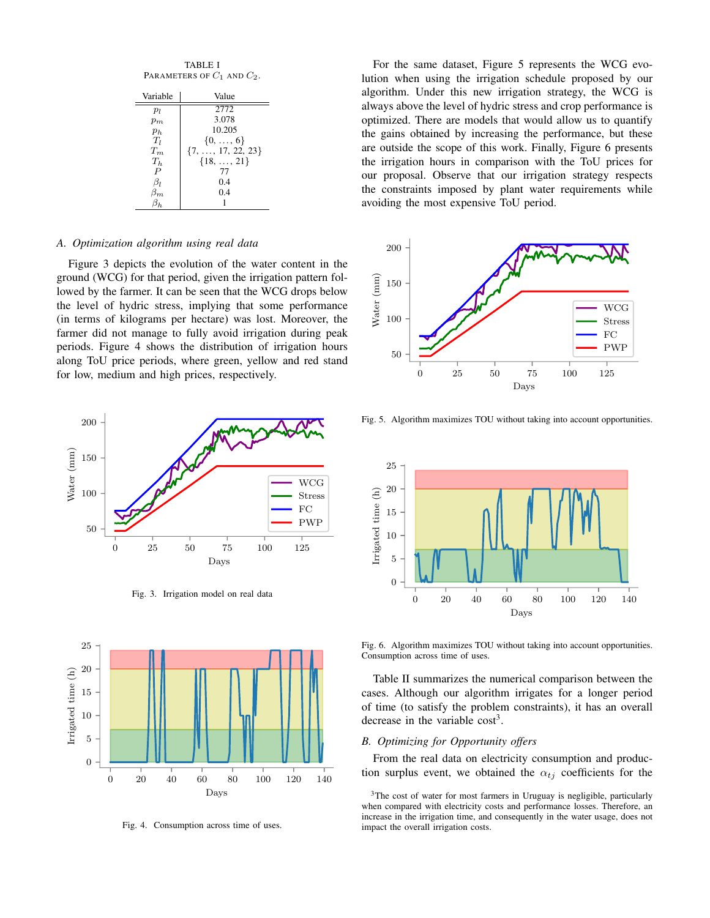TABLE I
PARAMETERS OF $C_1$ AND $C_2$.

| Variable | Value |
|---|---|
| $p_l$ | 2772 |
| $p_m$ | 3.078 |
| $p_h$ | 10.205 |
| $T_l$ | $\{0, \ldots, 6\}$ |
| $T_m$ | $\{7, \ldots, 17, 22, 23\}$ |
| $T_h$ | $\{18, \ldots, 21\}$ |
| $P$ | 77 |
| $\beta_l$ | 0.4 |
| $\beta_m$ | 0.4 |
| $\beta_h$ | 1 |

### *A. Optimization algorithm using real data*

Figure 3 depicts the evolution of the water content in the ground (WCG) for that period, given the irrigation pattern followed by the farmer. It can be seen that the WCG drops below the level of hydric stress, implying that some performance (in terms of kilograms per hectare) was lost. Moreover, the farmer did not manage to fully avoid irrigation during peak periods. Figure 4 shows the distribution of irrigation hours along ToU price periods, where green, yellow and red stand for low, medium and high prices, respectively.

Fig. 3. Irrigation model on real data

Fig. 4. Consumption across time of uses.

For the same dataset, Figure 5 represents the WCG evolution when using the irrigation schedule proposed by our algorithm. Under this new irrigation strategy, the WCG is always above the level of hydric stress and crop performance is optimized. There are models that would allow us to quantify the gains obtained by increasing the performance, but these are outside the scope of this work. Finally, Figure 6 presents the irrigation hours in comparison with the ToU prices for our proposal. Observe that our irrigation strategy respects the constraints imposed by plant water requirements while avoiding the most expensive ToU period.

Fig. 5. Algorithm maximizes TOU without taking into account opportunities.

Fig. 6. Algorithm maximizes TOU without taking into account opportunities. Consumption across time of uses.

Table II summarizes the numerical comparison between the cases. Although our algorithm irrigates for a longer period of time (to satisfy the problem constraints), it has an overall decrease in the variable cost[3].

### *B. Optimizing for Opportunity offers*

From the real data on electricity consumption and production surplus event, we obtained the $\alpha_{tj}$ coefficients for the

[3]The cost of water for most farmers in Uruguay is negligible, particularly when compared with electricity costs and performance losses. Therefore, an increase in the irrigation time, and consequently in the water usage, does not impact the overall irrigation costs.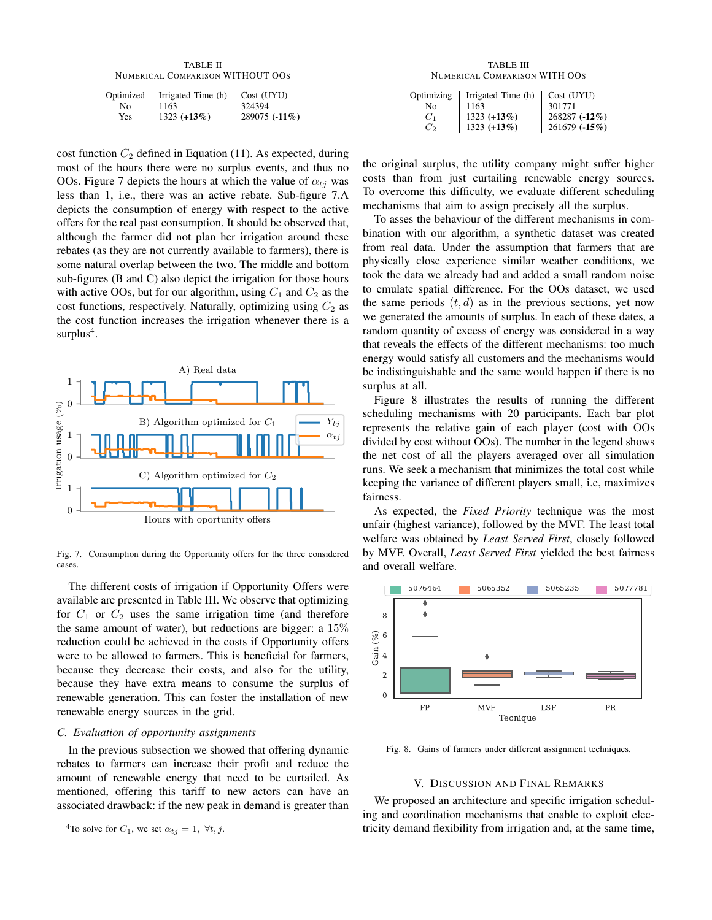TABLE II
NUMERICAL COMPARISON WITHOUT OOS

| Optimized | Irrigated Time (h) | Cost (UYU) |
|---|---|---|
| No | 1163 | 324394 |
| Yes | 1323 (**+13%**) | 289075 (**-11%**) |

TABLE III
NUMERICAL COMPARISON WITH OOS

| Optimizing | Irrigated Time (h) | Cost (UYU) |
|---|---|---|
| No | 1163 | 301771 |
| $C_1$ | 1323 (**+13%**) | 268287 (**-12%**) |
| $C_2$ | 1323 (**+13%**) | 261679 (**-15%**) |

cost function $C_2$ defined in Equation (11). As expected, during most of the hours there were no surplus events, and thus no OOs. Figure 7 depicts the hours at which the value of $\alpha_{tj}$ was less than 1, i.e., there was an active rebate. Sub-figure 7.A depicts the consumption of energy with respect to the active offers for the real past consumption. It should be observed that, although the farmer did not plan her irrigation around these rebates (as they are not currently available to farmers), there is some natural overlap between the two. The middle and bottom sub-figures (B and C) also depict the irrigation for those hours with active OOs, but for our algorithm, using $C_1$ and $C_2$ as the cost functions, respectively. Naturally, optimizing using $C_2$ as the cost function increases the irrigation whenever there is a surplus[4].

Fig. 7. Consumption during the Opportunity offers for the three considered cases.

The different costs of irrigation if Opportunity Offers were available are presented in Table III. We observe that optimizing for $C_1$ or $C_2$ uses the same irrigation time (and therefore the same amount of water), but reductions are bigger: a 15% reduction could be achieved in the costs if Opportunity offers were to be allowed to farmers. This is beneficial for farmers, because they decrease their costs, and also for the utility, because they have extra means to consume the surplus of renewable generation. This can foster the installation of new renewable energy sources in the grid.

### C. Evaluation of opportunity assignments

In the previous subsection we showed that offering dynamic rebates to farmers can increase their profit and reduce the amount of renewable energy that need to be curtailed. As mentioned, offering this tariff to new actors can have an associated drawback: if the new peak in demand is greater than the original surplus, the utility company might suffer higher costs than from just curtailing renewable energy sources. To overcome this difficulty, we evaluate different scheduling mechanisms that aim to assign precisely all the surplus.

To asses the behaviour of the different mechanisms in combination with our algorithm, a synthetic dataset was created from real data. Under the assumption that farmers that are physically close experience similar weather conditions, we took the data we already had and added a small random noise to emulate spatial difference. For the OOs dataset, we used the same periods $(t, d)$ as in the previous sections, yet now we generated the amounts of surplus. In each of these dates, a random quantity of excess of energy was considered in a way that reveals the effects of the different mechanisms: too much energy would satisfy all customers and the mechanisms would be indistinguishable and the same would happen if there is no surplus at all.

Figure 8 illustrates the results of running the different scheduling mechanisms with 20 participants. Each bar plot represents the relative gain of each player (cost with OOs divided by cost without OOs). The number in the legend shows the net cost of all the players averaged over all simulation runs. We seek a mechanism that minimizes the total cost while keeping the variance of different players small, i.e, maximizes fairness.

As expected, the *Fixed Priority* technique was the most unfair (highest variance), followed by the MVF. The least total welfare was obtained by *Least Served First*, closely followed by MVF. Overall, *Least Served First* yielded the best fairness and overall welfare.

Fig. 8. Gains of farmers under different assignment techniques.

## V. DISCUSSION AND FINAL REMARKS

We proposed an architecture and specific irrigation scheduling and coordination mechanisms that enable to exploit electricity demand flexibility from irrigation and, at the same time,

[4] To solve for $C_1$, we set $\alpha_{tj} = 1, \ \forall t, j$.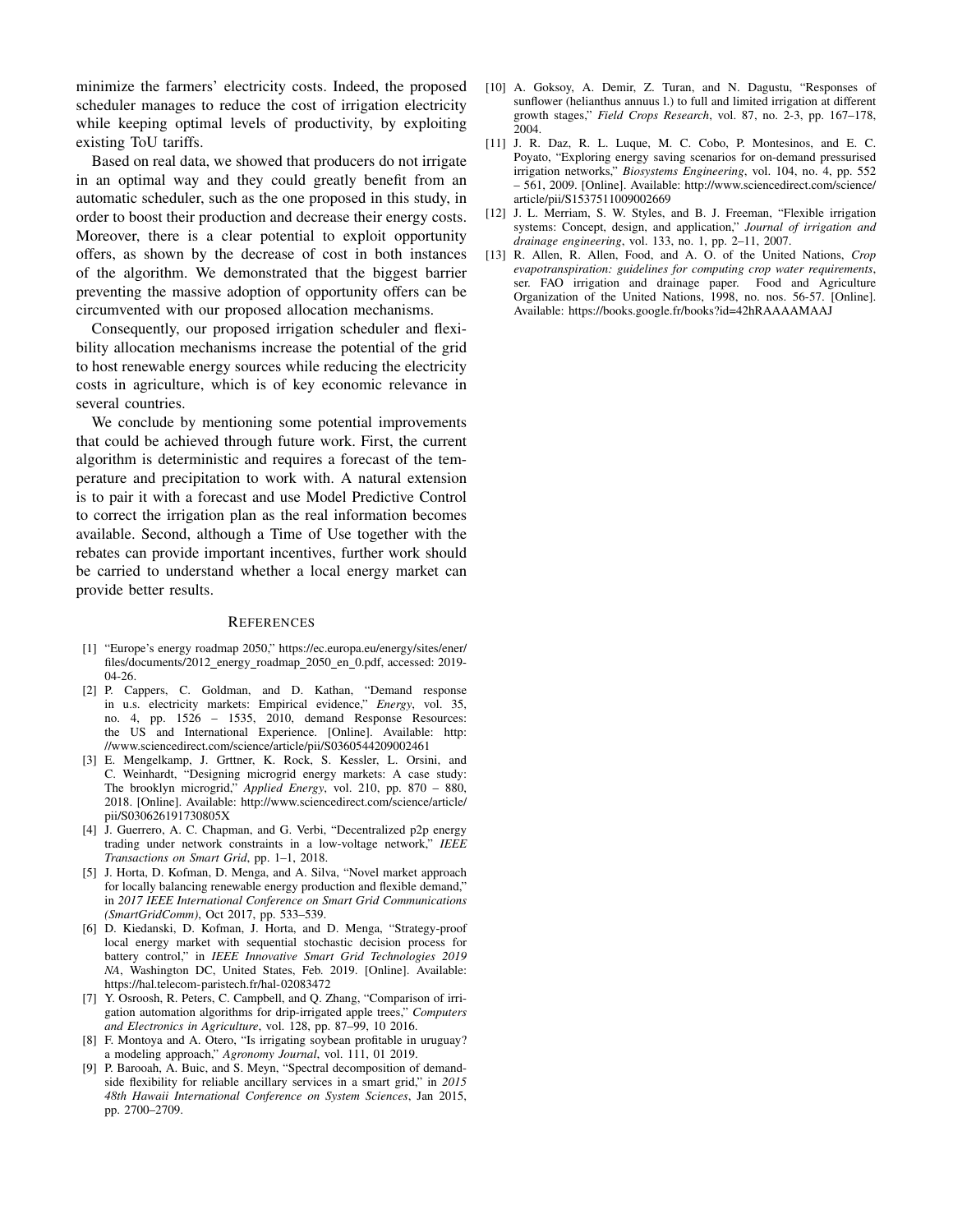minimize the farmers' electricity costs. Indeed, the proposed scheduler manages to reduce the cost of irrigation electricity while keeping optimal levels of productivity, by exploiting existing ToU tariffs.

Based on real data, we showed that producers do not irrigate in an optimal way and they could greatly benefit from an automatic scheduler, such as the one proposed in this study, in order to boost their production and decrease their energy costs. Moreover, there is a clear potential to exploit opportunity offers, as shown by the decrease of cost in both instances of the algorithm. We demonstrated that the biggest barrier preventing the massive adoption of opportunity offers can be circumvented with our proposed allocation mechanisms.

Consequently, our proposed irrigation scheduler and flexibility allocation mechanisms increase the potential of the grid to host renewable energy sources while reducing the electricity costs in agriculture, which is of key economic relevance in several countries.

We conclude by mentioning some potential improvements that could be achieved through future work. First, the current algorithm is deterministic and requires a forecast of the temperature and precipitation to work with. A natural extension is to pair it with a forecast and use Model Predictive Control to correct the irrigation plan as the real information becomes available. Second, although a Time of Use together with the rebates can provide important incentives, further work should be carried to understand whether a local energy market can provide better results.

## References

[1] "Europe's energy roadmap 2050," https://ec.europa.eu/energy/sites/ener/files/documents/2012_energy_roadmap_2050_en_0.pdf, accessed: 2019-04-26.

[2] P. Cappers, C. Goldman, and D. Kathan, "Demand response in u.s. electricity markets: Empirical evidence," *Energy*, vol. 35, no. 4, pp. 1526 – 1535, 2010, demand Response Resources: the US and International Experience. [Online]. Available: http://www.sciencedirect.com/science/article/pii/S0360544209002461

[3] E. Mengelkamp, J. Grttner, K. Rock, S. Kessler, L. Orsini, and C. Weinhardt, "Designing microgrid energy markets: A case study: The brooklyn microgrid," *Applied Energy*, vol. 210, pp. 870 – 880, 2018. [Online]. Available: http://www.sciencedirect.com/science/article/pii/S030626191730805X

[4] J. Guerrero, A. C. Chapman, and G. Verbi, "Decentralized p2p energy trading under network constraints in a low-voltage network," *IEEE Transactions on Smart Grid*, pp. 1–1, 2018.

[5] J. Horta, D. Kofman, D. Menga, and A. Silva, "Novel market approach for locally balancing renewable energy production and flexible demand," in *2017 IEEE International Conference on Smart Grid Communications (SmartGridComm)*, Oct 2017, pp. 533–539.

[6] D. Kiedanski, D. Kofman, J. Horta, and D. Menga, "Strategy-proof local energy market with sequential stochastic decision process for battery control," in *IEEE Innovative Smart Grid Technologies 2019 NA*, Washington DC, United States, Feb. 2019. [Online]. Available: https://hal.telecom-paristech.fr/hal-02083472

[7] Y. Osroosh, R. Peters, C. Campbell, and Q. Zhang, "Comparison of irrigation automation algorithms for drip-irrigated apple trees," *Computers and Electronics in Agriculture*, vol. 128, pp. 87–99, 10 2016.

[8] F. Montoya and A. Otero, "Is irrigating soybean profitable in uruguay? a modeling approach," *Agronomy Journal*, vol. 111, 01 2019.

[9] P. Barooah, A. Buic, and S. Meyn, "Spectral decomposition of demand-side flexibility for reliable ancillary services in a smart grid," in *2015 48th Hawaii International Conference on System Sciences*, Jan 2015, pp. 2700–2709.

[10] A. Goksoy, A. Demir, Z. Turan, and N. Dagustu, "Responses of sunflower (helianthus annuus l.) to full and limited irrigation at different growth stages," *Field Crops Research*, vol. 87, no. 2-3, pp. 167–178, 2004.

[11] J. R. Daz, R. L. Luque, M. C. Cobo, P. Montesinos, and E. C. Poyato, "Exploring energy saving scenarios for on-demand pressurised irrigation networks," *Biosystems Engineering*, vol. 104, no. 4, pp. 552 – 561, 2009. [Online]. Available: http://www.sciencedirect.com/science/article/pii/S1537511009002669

[12] J. L. Merriam, S. W. Styles, and B. J. Freeman, "Flexible irrigation systems: Concept, design, and application," *Journal of irrigation and drainage engineering*, vol. 133, no. 1, pp. 2–11, 2007.

[13] R. Allen, R. Allen, Food, and A. O. of the United Nations, *Crop evapotranspiration: guidelines for computing crop water requirements*, ser. FAO irrigation and drainage paper. Food and Agriculture Organization of the United Nations, 1998, no. nos. 56-57. [Online]. Available: https://books.google.fr/books?id=42hRAAAAMAAJ